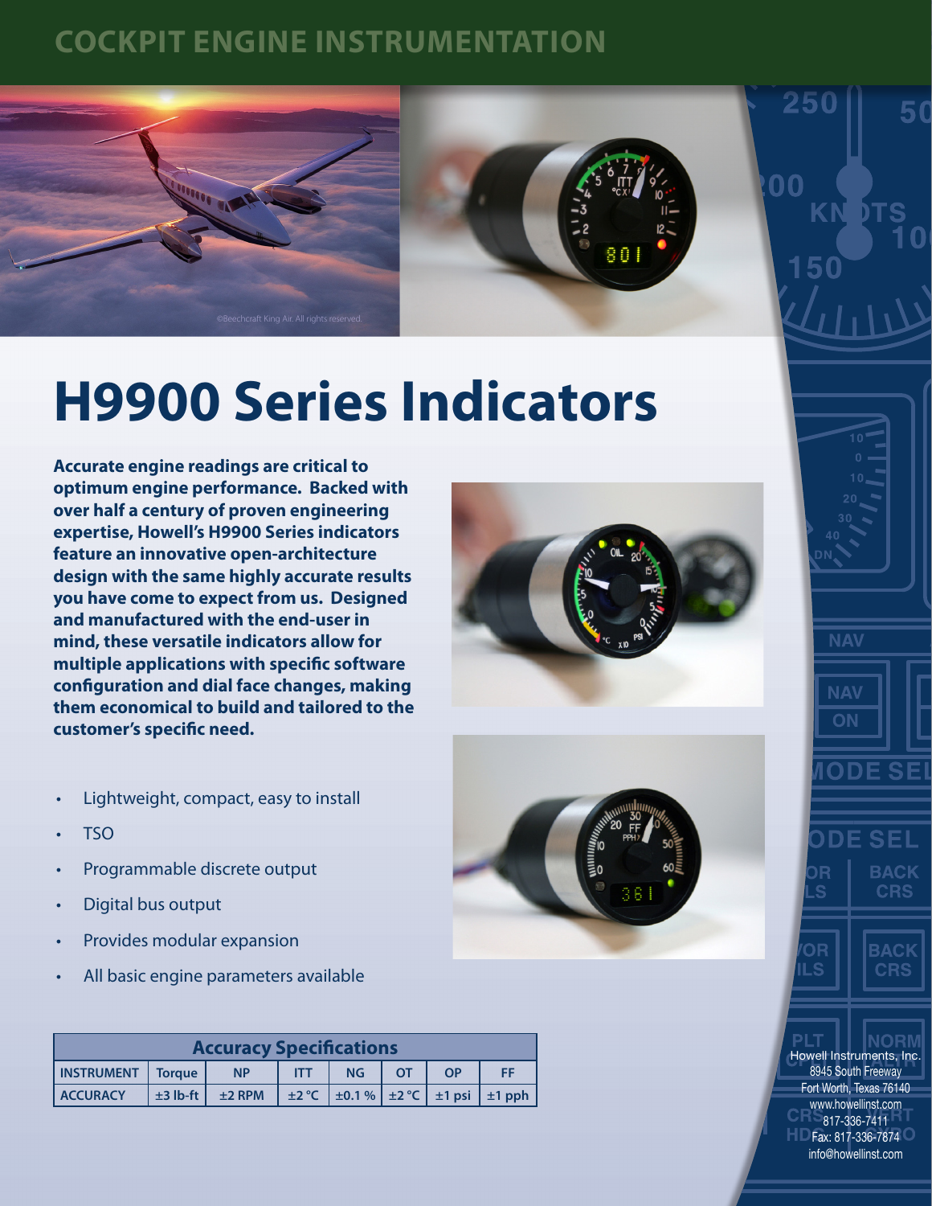COCKPIT ENGINE INSTRUMENTATION

©Beechcraft King Air. All rights reserved.

# H9900 Series Indicators

**Accurate engine readings are critical to optimum engine performance. Backed with over half a century of proven engineering expertise, Howell's H9900 Series indicators feature an innovative open-architecture design with the same highly accurate results you have come to expect from us. Designed and manufactured with the end-user in mind, these versatile indicators allow for multiple applications with specific software configuration and dial face changes, making them economical to build and tailored to the customer's specific need.**

- Lightweight, compact, easy to install
- TSO
- Programmable discrete output
- Digital bus output
- Provides modular expansion
- All basic engine parameters available

| Accuracy Specifications | | | | | | | |
|---|---|---|---|---|---|---|---|
| **INSTRUMENT** | **Torque** | **NP** | **ITT** | **NG** | **OT** | **OP** | **FF** |
| **ACCURACY** | ±3 lb-ft | ±2 RPM | ±2 °C | ±0.1 % | ±2 °C | ±1 psi | ±1 pph |

Howell Instruments, Inc.
8945 South Freeway
Fort Worth, Texas 76140
www.howellinst.com
817-336-7411
Fax: 817-336-7874
info@howellinst.com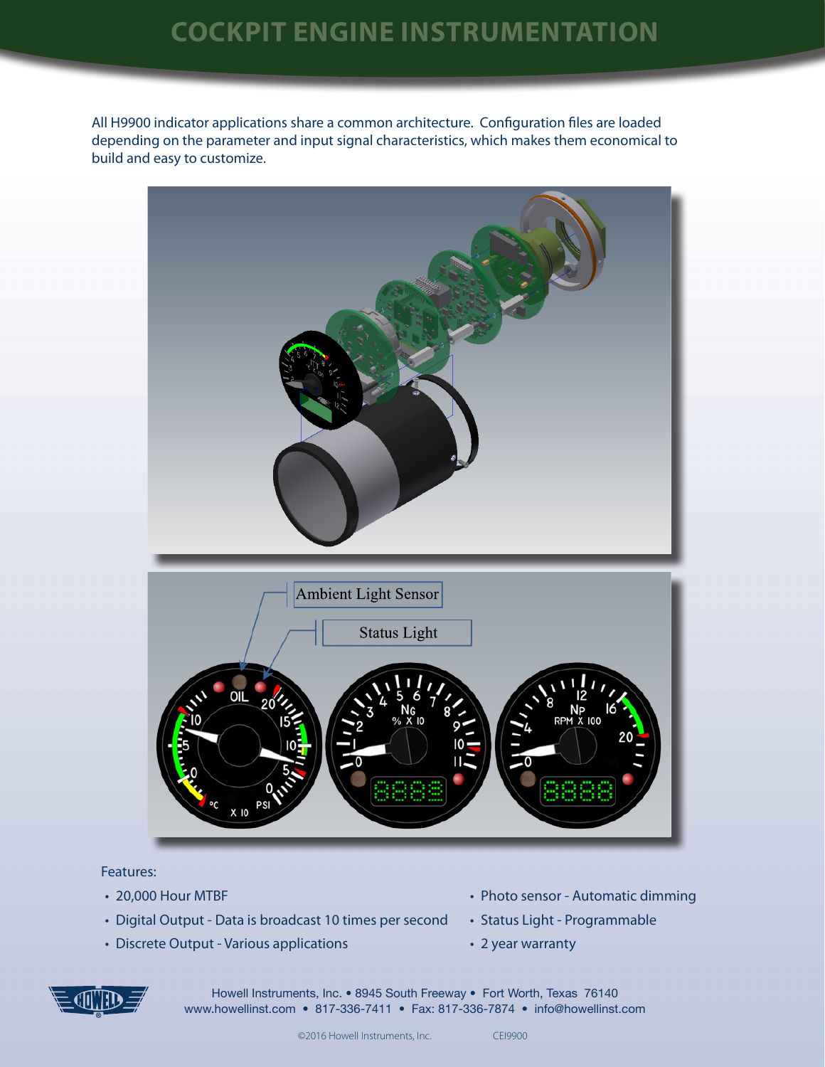# COCKPIT ENGINE INSTRUMENTATION

All H9900 indicator applications share a common architecture. Configuration files are loaded depending on the parameter and input signal characteristics, which makes them economical to build and easy to customize.

Ambient Light Sensor

Status Light

Features:

- 20,000 Hour MTBF
- Digital Output - Data is broadcast 10 times per second
- Discrete Output - Various applications
- Photo sensor - Automatic dimming
- Status Light - Programmable
- 2 year warranty

Howell Instruments, Inc. • 8945 South Freeway • Fort Worth, Texas 76140
www.howellinst.com • 817-336-7411 • Fax: 817-336-7874 • info@howellinst.com

©2016 Howell Instruments, Inc. CEI9900